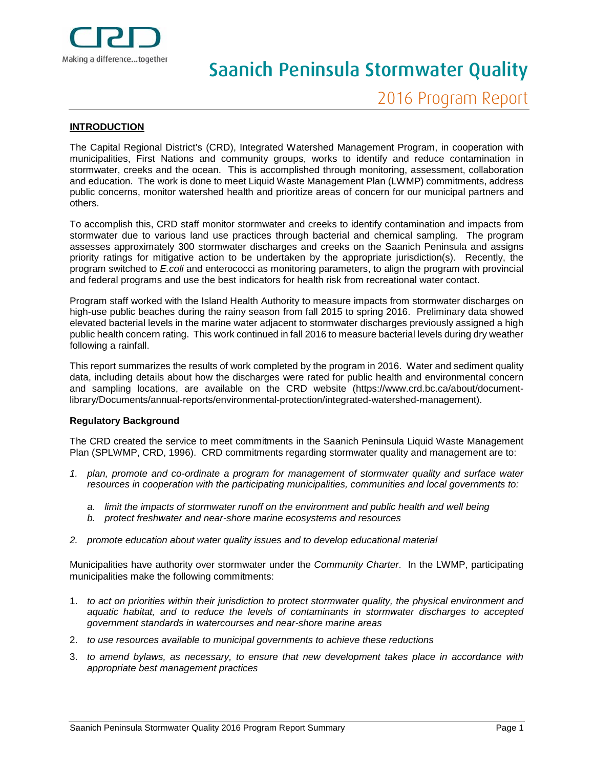# Saanich Peninsula Stormwater Quality

## 2016 Program Report

### INTRODUCTION

The Capital Regional District's (CRD), Integrated Watershed Management Program, in cooperation with municipalities, First Nations and community groups, works to identify and reduce contamination in stormwater, creeks and the ocean. This is accomplished through monitoring, assessment, collaboration and education. The work is done to meet Liquid Waste Management Plan (LWMP) commitments, address public concerns, monitor watershed health and prioritize areas of concern for our municipal partners and others.

To accomplish this, CRD staff monitor stormwater and creeks to identify contamination and impacts from stormwater due to various land use practices through bacterial and chemical sampling. The program assesses approximately 300 stormwater discharges and creeks on the Saanich Peninsula and assigns priority ratings for mitigative action to be undertaken by the appropriate jurisdiction(s). Recently, the program switched to *E.coli* and enterococci as monitoring parameters, to align the program with provincial and federal programs and use the best indicators for health risk from recreational water contact.

Program staff worked with the Island Health Authority to measure impacts from stormwater discharges on high-use public beaches during the rainy season from fall 2015 to spring 2016. Preliminary data showed elevated bacterial levels in the marine water adjacent to stormwater discharges previously assigned a high public health concern rating. This work continued in fall 2016 to measure bacterial levels during dry weather following a rainfall.

This report summarizes the results of work completed by the program in 2016. Water and sediment quality data, including details about how the discharges were rated for public health and environmental concern and sampling locations, are available on the CRD website (https://www.crd.bc.ca/about/document-library/Documents/annual-reports/environmental-protection/integrated-watershed-management).

#### Regulatory Background

The CRD created the service to meet commitments in the Saanich Peninsula Liquid Waste Management Plan (SPLWMP, CRD, 1996). CRD commitments regarding stormwater quality and management are to:

1. *plan, promote and co-ordinate a program for management of stormwater quality and surface water resources in cooperation with the participating municipalities, communities and local governments to:*
   a. *limit the impacts of stormwater runoff on the environment and public health and well being*
   b. *protect freshwater and near-shore marine ecosystems and resources*
2. *promote education about water quality issues and to develop educational material*

Municipalities have authority over stormwater under the *Community Charter*. In the LWMP, participating municipalities make the following commitments:

1. *to act on priorities within their jurisdiction to protect stormwater quality, the physical environment and aquatic habitat, and to reduce the levels of contaminants in stormwater discharges to accepted government standards in watercourses and near-shore marine areas*
2. *to use resources available to municipal governments to achieve these reductions*
3. *to amend bylaws, as necessary, to ensure that new development takes place in accordance with appropriate best management practices*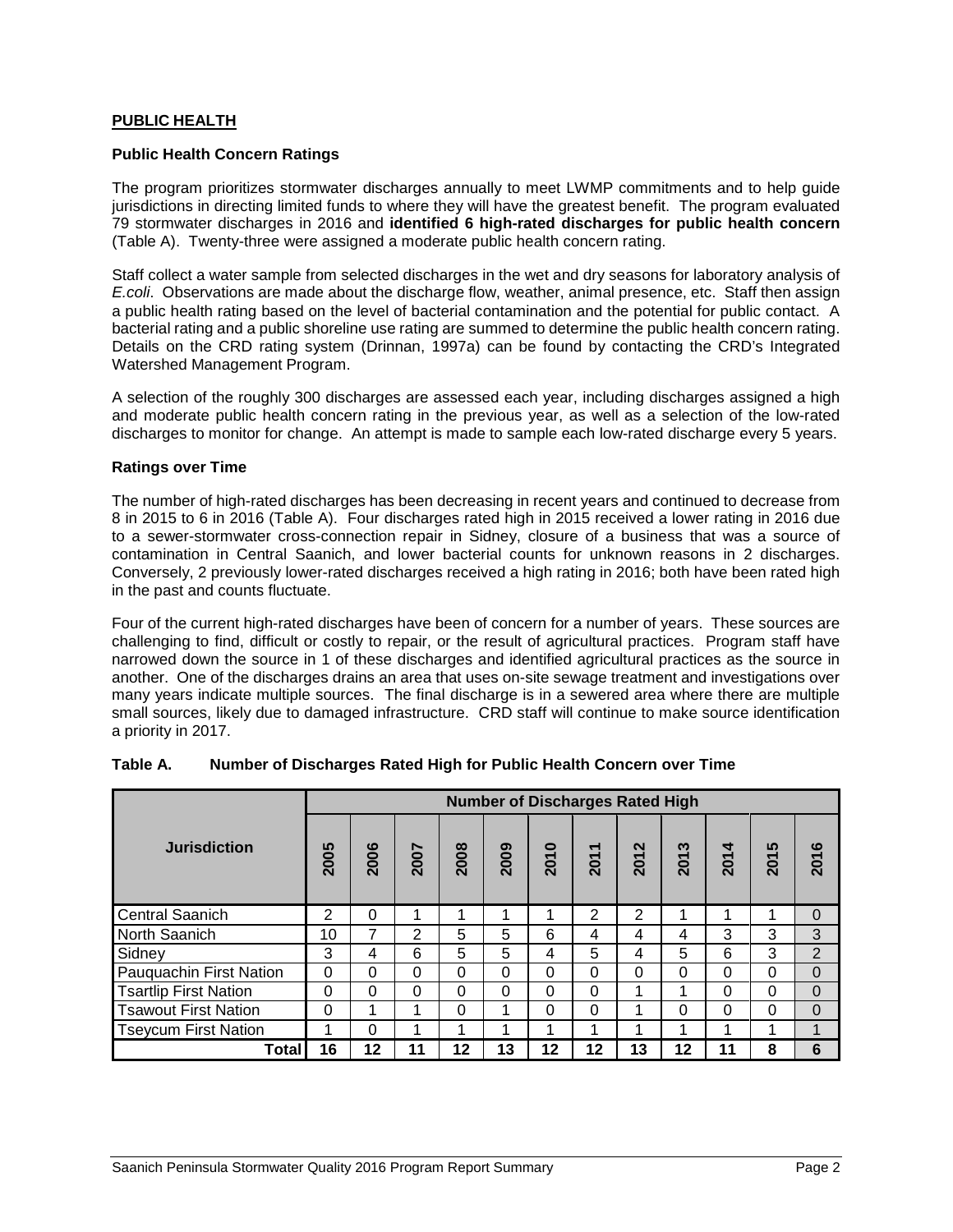## PUBLIC HEALTH

### Public Health Concern Ratings

The program prioritizes stormwater discharges annually to meet LWMP commitments and to help guide jurisdictions in directing limited funds to where they will have the greatest benefit. The program evaluated 79 stormwater discharges in 2016 and **identified 6 high-rated discharges for public health concern** (Table A). Twenty-three were assigned a moderate public health concern rating.

Staff collect a water sample from selected discharges in the wet and dry seasons for laboratory analysis of *E.coli*. Observations are made about the discharge flow, weather, animal presence, etc. Staff then assign a public health rating based on the level of bacterial contamination and the potential for public contact. A bacterial rating and a public shoreline use rating are summed to determine the public health concern rating. Details on the CRD rating system (Drinnan, 1997a) can be found by contacting the CRD's Integrated Watershed Management Program.

A selection of the roughly 300 discharges are assessed each year, including discharges assigned a high and moderate public health concern rating in the previous year, as well as a selection of the low-rated discharges to monitor for change. An attempt is made to sample each low-rated discharge every 5 years.

### Ratings over Time

The number of high-rated discharges has been decreasing in recent years and continued to decrease from 8 in 2015 to 6 in 2016 (Table A). Four discharges rated high in 2015 received a lower rating in 2016 due to a sewer-stormwater cross-connection repair in Sidney, closure of a business that was a source of contamination in Central Saanich, and lower bacterial counts for unknown reasons in 2 discharges. Conversely, 2 previously lower-rated discharges received a high rating in 2016; both have been rated high in the past and counts fluctuate.

Four of the current high-rated discharges have been of concern for a number of years. These sources are challenging to find, difficult or costly to repair, or the result of agricultural practices. Program staff have narrowed down the source in 1 of these discharges and identified agricultural practices as the source in another. One of the discharges drains an area that uses on-site sewage treatment and investigations over many years indicate multiple sources. The final discharge is in a sewered area where there are multiple small sources, likely due to damaged infrastructure. CRD staff will continue to make source identification a priority in 2017.

**Table A. Number of Discharges Rated High for Public Health Concern over Time**

| Jurisdiction | Number of Discharges Rated High | | | | | | | | | | | |
|---|---|---|---|---|---|---|---|---|---|---|---|---|
| | 2005 | 2006 | 2007 | 2008 | 2009 | 2010 | 2011 | 2012 | 2013 | 2014 | 2015 | 2016 |
| Central Saanich | 2 | 0 | 1 | 1 | 1 | 1 | 2 | 2 | 1 | 1 | 1 | 0 |
| North Saanich | 10 | 7 | 2 | 5 | 5 | 6 | 4 | 4 | 4 | 3 | 3 | 3 |
| Sidney | 3 | 4 | 6 | 5 | 5 | 4 | 5 | 4 | 5 | 6 | 3 | 2 |
| Pauquachin First Nation | 0 | 0 | 0 | 0 | 0 | 0 | 0 | 0 | 0 | 0 | 0 | 0 |
| Tsartlip First Nation | 0 | 0 | 0 | 0 | 0 | 0 | 0 | 1 | 1 | 0 | 0 | 0 |
| Tsawout First Nation | 0 | 1 | 1 | 0 | 1 | 0 | 0 | 1 | 0 | 0 | 0 | 0 |
| Tseycum First Nation | 1 | 0 | 1 | 1 | 1 | 1 | 1 | 1 | 1 | 1 | 1 | 1 |
| **Total** | **16** | **12** | **11** | **12** | **13** | **12** | **12** | **13** | **12** | **11** | **8** | **6** |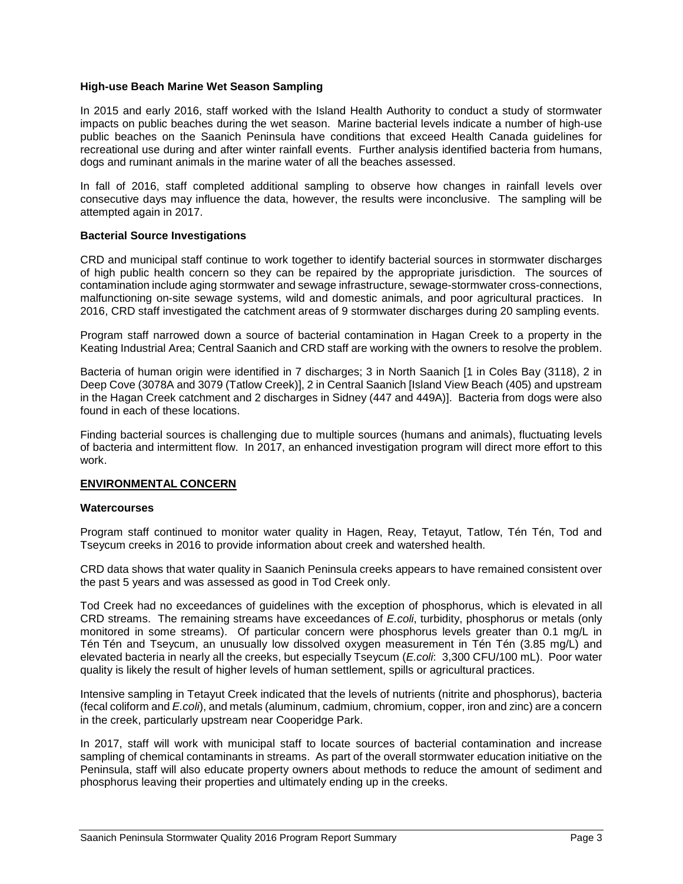### High-use Beach Marine Wet Season Sampling

In 2015 and early 2016, staff worked with the Island Health Authority to conduct a study of stormwater impacts on public beaches during the wet season. Marine bacterial levels indicate a number of high-use public beaches on the Saanich Peninsula have conditions that exceed Health Canada guidelines for recreational use during and after winter rainfall events. Further analysis identified bacteria from humans, dogs and ruminant animals in the marine water of all the beaches assessed.

In fall of 2016, staff completed additional sampling to observe how changes in rainfall levels over consecutive days may influence the data, however, the results were inconclusive. The sampling will be attempted again in 2017.

### Bacterial Source Investigations

CRD and municipal staff continue to work together to identify bacterial sources in stormwater discharges of high public health concern so they can be repaired by the appropriate jurisdiction. The sources of contamination include aging stormwater and sewage infrastructure, sewage-stormwater cross-connections, malfunctioning on-site sewage systems, wild and domestic animals, and poor agricultural practices. In 2016, CRD staff investigated the catchment areas of 9 stormwater discharges during 20 sampling events.

Program staff narrowed down a source of bacterial contamination in Hagan Creek to a property in the Keating Industrial Area; Central Saanich and CRD staff are working with the owners to resolve the problem.

Bacteria of human origin were identified in 7 discharges; 3 in North Saanich [1 in Coles Bay (3118), 2 in Deep Cove (3078A and 3079 (Tatlow Creek)], 2 in Central Saanich [Island View Beach (405) and upstream in the Hagan Creek catchment and 2 discharges in Sidney (447 and 449A)]. Bacteria from dogs were also found in each of these locations.

Finding bacterial sources is challenging due to multiple sources (humans and animals), fluctuating levels of bacteria and intermittent flow. In 2017, an enhanced investigation program will direct more effort to this work.

## ENVIRONMENTAL CONCERN

### Watercourses

Program staff continued to monitor water quality in Hagen, Reay, Tetayut, Tatlow, Tén Tén, Tod and Tseycum creeks in 2016 to provide information about creek and watershed health.

CRD data shows that water quality in Saanich Peninsula creeks appears to have remained consistent over the past 5 years and was assessed as good in Tod Creek only.

Tod Creek had no exceedances of guidelines with the exception of phosphorus, which is elevated in all CRD streams. The remaining streams have exceedances of *E.coli*, turbidity, phosphorus or metals (only monitored in some streams). Of particular concern were phosphorus levels greater than 0.1 mg/L in Tén Tén and Tseycum, an unusually low dissolved oxygen measurement in Tén Tén (3.85 mg/L) and elevated bacteria in nearly all the creeks, but especially Tseycum (*E.coli*: 3,300 CFU/100 mL). Poor water quality is likely the result of higher levels of human settlement, spills or agricultural practices.

Intensive sampling in Tetayut Creek indicated that the levels of nutrients (nitrite and phosphorus), bacteria (fecal coliform and *E.coli*), and metals (aluminum, cadmium, chromium, copper, iron and zinc) are a concern in the creek, particularly upstream near Cooperidge Park.

In 2017, staff will work with municipal staff to locate sources of bacterial contamination and increase sampling of chemical contaminants in streams. As part of the overall stormwater education initiative on the Peninsula, staff will also educate property owners about methods to reduce the amount of sediment and phosphorus leaving their properties and ultimately ending up in the creeks.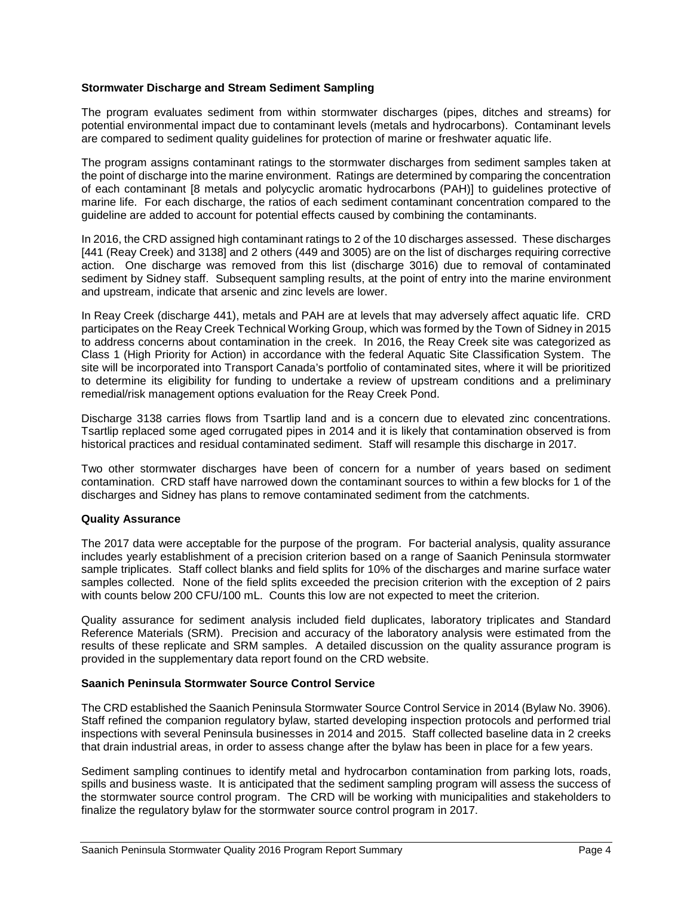### Stormwater Discharge and Stream Sediment Sampling

The program evaluates sediment from within stormwater discharges (pipes, ditches and streams) for potential environmental impact due to contaminant levels (metals and hydrocarbons). Contaminant levels are compared to sediment quality guidelines for protection of marine or freshwater aquatic life.

The program assigns contaminant ratings to the stormwater discharges from sediment samples taken at the point of discharge into the marine environment. Ratings are determined by comparing the concentration of each contaminant [8 metals and polycyclic aromatic hydrocarbons (PAH)] to guidelines protective of marine life. For each discharge, the ratios of each sediment contaminant concentration compared to the guideline are added to account for potential effects caused by combining the contaminants.

In 2016, the CRD assigned high contaminant ratings to 2 of the 10 discharges assessed. These discharges [441 (Reay Creek) and 3138] and 2 others (449 and 3005) are on the list of discharges requiring corrective action. One discharge was removed from this list (discharge 3016) due to removal of contaminated sediment by Sidney staff. Subsequent sampling results, at the point of entry into the marine environment and upstream, indicate that arsenic and zinc levels are lower.

In Reay Creek (discharge 441), metals and PAH are at levels that may adversely affect aquatic life. CRD participates on the Reay Creek Technical Working Group, which was formed by the Town of Sidney in 2015 to address concerns about contamination in the creek. In 2016, the Reay Creek site was categorized as Class 1 (High Priority for Action) in accordance with the federal Aquatic Site Classification System. The site will be incorporated into Transport Canada's portfolio of contaminated sites, where it will be prioritized to determine its eligibility for funding to undertake a review of upstream conditions and a preliminary remedial/risk management options evaluation for the Reay Creek Pond.

Discharge 3138 carries flows from Tsartlip land and is a concern due to elevated zinc concentrations. Tsartlip replaced some aged corrugated pipes in 2014 and it is likely that contamination observed is from historical practices and residual contaminated sediment. Staff will resample this discharge in 2017.

Two other stormwater discharges have been of concern for a number of years based on sediment contamination. CRD staff have narrowed down the contaminant sources to within a few blocks for 1 of the discharges and Sidney has plans to remove contaminated sediment from the catchments.

### Quality Assurance

The 2017 data were acceptable for the purpose of the program. For bacterial analysis, quality assurance includes yearly establishment of a precision criterion based on a range of Saanich Peninsula stormwater sample triplicates. Staff collect blanks and field splits for 10% of the discharges and marine surface water samples collected. None of the field splits exceeded the precision criterion with the exception of 2 pairs with counts below 200 CFU/100 mL. Counts this low are not expected to meet the criterion.

Quality assurance for sediment analysis included field duplicates, laboratory triplicates and Standard Reference Materials (SRM). Precision and accuracy of the laboratory analysis were estimated from the results of these replicate and SRM samples. A detailed discussion on the quality assurance program is provided in the supplementary data report found on the CRD website.

### Saanich Peninsula Stormwater Source Control Service

The CRD established the Saanich Peninsula Stormwater Source Control Service in 2014 (Bylaw No. 3906). Staff refined the companion regulatory bylaw, started developing inspection protocols and performed trial inspections with several Peninsula businesses in 2014 and 2015. Staff collected baseline data in 2 creeks that drain industrial areas, in order to assess change after the bylaw has been in place for a few years.

Sediment sampling continues to identify metal and hydrocarbon contamination from parking lots, roads, spills and business waste. It is anticipated that the sediment sampling program will assess the success of the stormwater source control program. The CRD will be working with municipalities and stakeholders to finalize the regulatory bylaw for the stormwater source control program in 2017.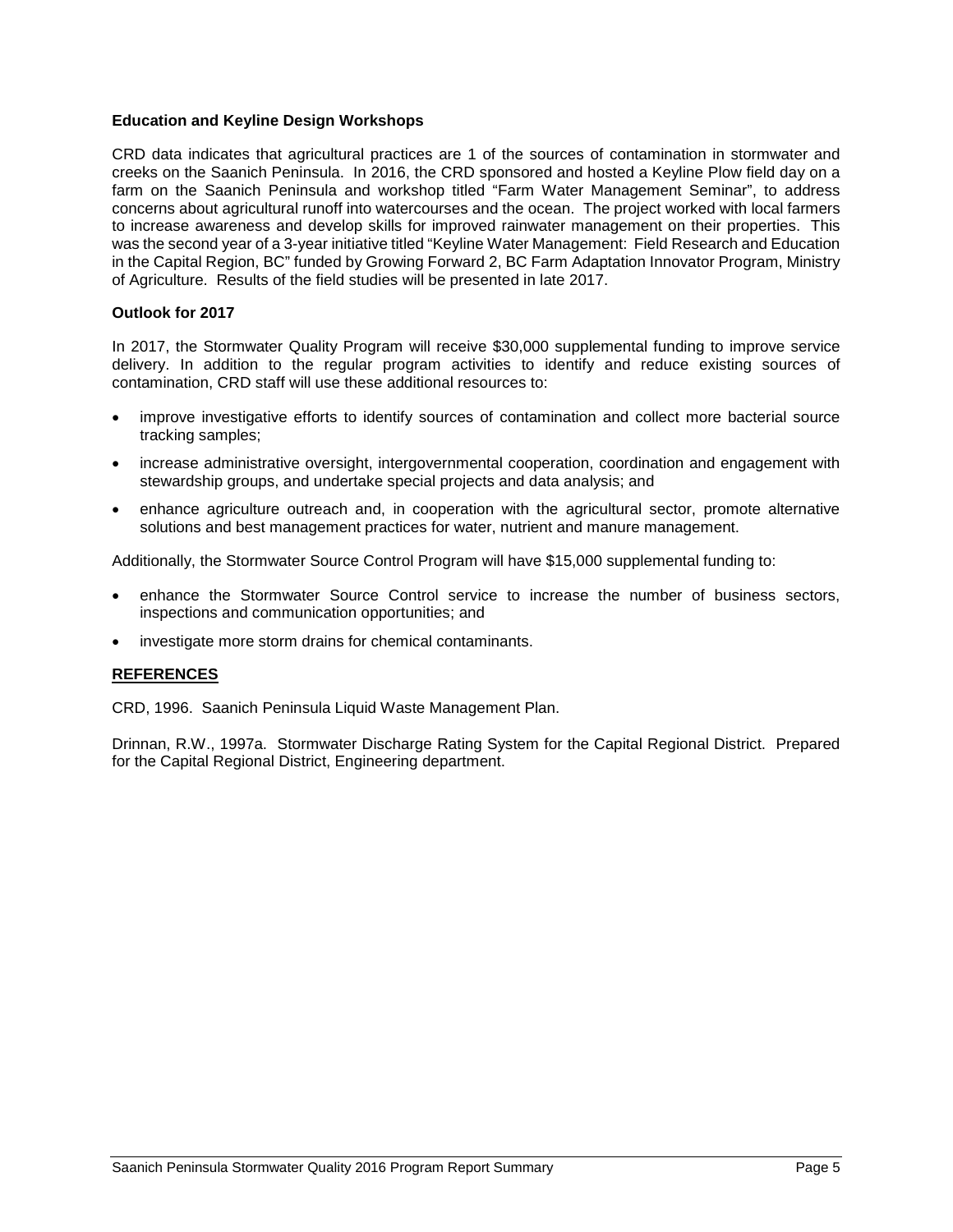### Education and Keyline Design Workshops

CRD data indicates that agricultural practices are 1 of the sources of contamination in stormwater and creeks on the Saanich Peninsula. In 2016, the CRD sponsored and hosted a Keyline Plow field day on a farm on the Saanich Peninsula and workshop titled "Farm Water Management Seminar", to address concerns about agricultural runoff into watercourses and the ocean. The project worked with local farmers to increase awareness and develop skills for improved rainwater management on their properties. This was the second year of a 3-year initiative titled "Keyline Water Management: Field Research and Education in the Capital Region, BC" funded by Growing Forward 2, BC Farm Adaptation Innovator Program, Ministry of Agriculture. Results of the field studies will be presented in late 2017.

### Outlook for 2017

In 2017, the Stormwater Quality Program will receive $30,000 supplemental funding to improve service delivery. In addition to the regular program activities to identify and reduce existing sources of contamination, CRD staff will use these additional resources to:

- improve investigative efforts to identify sources of contamination and collect more bacterial source tracking samples;
- increase administrative oversight, intergovernmental cooperation, coordination and engagement with stewardship groups, and undertake special projects and data analysis; and
- enhance agriculture outreach and, in cooperation with the agricultural sector, promote alternative solutions and best management practices for water, nutrient and manure management.

Additionally, the Stormwater Source Control Program will have $15,000 supplemental funding to:

- enhance the Stormwater Source Control service to increase the number of business sectors, inspections and communication opportunities; and
- investigate more storm drains for chemical contaminants.

## REFERENCES

CRD, 1996. Saanich Peninsula Liquid Waste Management Plan.

Drinnan, R.W., 1997a. Stormwater Discharge Rating System for the Capital Regional District. Prepared for the Capital Regional District, Engineering department.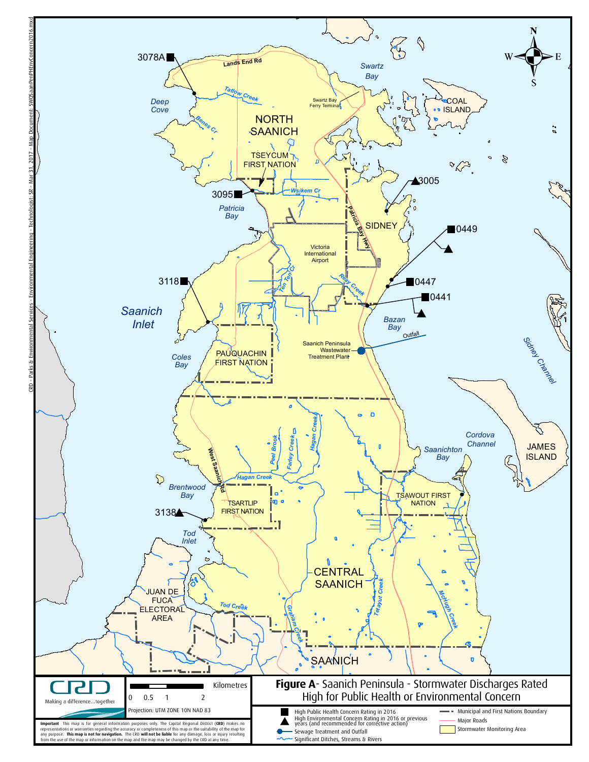# Figure A - Saanich Peninsula - Stormwater Discharges Rated High for Public Health or Environmental Concern

3078A
Lands End Rd
Swartz Bay
Swartz Bay Ferry Terminal
COAL ISLAND
Tatlow Creek
Deep Cove
Benes Cr
NORTH SAANICH
TSEYCUM FIRST NATION
3005
3095
Wsikem Cr
Patricia Bay
Patricia Bay Hwy
SIDNEY
0449
Victoria International Airport
3118
Ten Ten Cr
Reay Creek
0447
0441
Saanich Inlet
Bazan Bay
Outfall
Saanich Peninsula Wastewater Treatment Plant
Sidney Channel
PAUQUACHIN FIRST NATION
Coles Bay
Hagan Creek
Peel Brook
Farley Creek
Cordova Channel
Saanichton Bay
JAMES ISLAND
West Saanich Rd
Hagan Creek
Brentwood Bay
TSAWOUT FIRST NATION
TSARTLIP FIRST NATION
3138
Tod Inlet
CENTRAL SAANICH
JUAN DE FUCA ELECTORAL AREA
Tod Creek
Graham Creek
Tetayut Creek
McHugh Creek
SAANICH

CRD
Making a difference...together

Kilometres
0 0.5 1 2

Projection: UTM ZONE 10N NAD 83

**Important** This map is for general information purposes only. The Capital Regional District (**CRD**) makes no representations or warranties regarding the accuracy or completeness of this map or the suitability of this map for any purpose. **This map is not for navigation.** The CRD **will not be liable** for any damage, loss or injury resulting from the use of the map or information on the map and the map may be changed by the CRD at any time.

High Public Health Concern Rating in 2016
High Environmental Concern Rating in 2016 or previous years (and recommended for corrective action)
Sewage Treatment and Outfall
Significant Ditches, Streams & Rivers
Municipal and First Nations Boundary
Major Roads
Stormwater Monitoring Area

CRD - Parks & Environmental Services - Environmental Engineering - Technologist: SR - Mar 31, 2017 - Map Document: SWQSaanPenPHEnvConcern2016.mxd